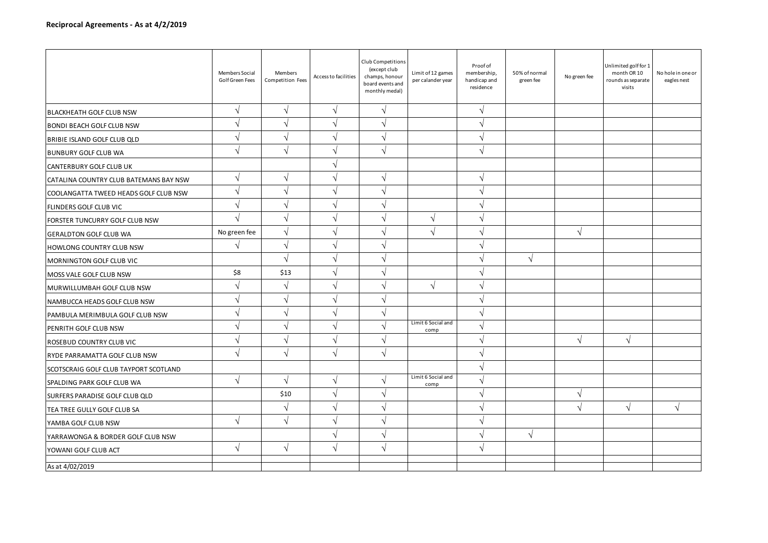## Reciprocal Agreements - As at 4/2/2019

| | Members Social Golf Green Fees | Members Competition Fees | Access to facilities | Club Competitions (except club champs, honour board events and monthly medal) | Limit of 12 games per calander year | Proof of membership, handicap and residence | 50% of normal green fee | No green fee | Unlimited golf for 1 month OR 10 rounds as separate visits | No hole in one or eagles nest |
|---|---|---|---|---|---|---|---|---|---|---|
| BLACKHEATH GOLF CLUB NSW | √ | √ | √ | √ | | √ | | | | |
| BONDI BEACH GOLF CLUB NSW | √ | √ | √ | √ | | √ | | | | |
| BRIBIE ISLAND GOLF CLUB QLD | √ | √ | √ | √ | | √ | | | | |
| BUNBURY GOLF CLUB WA | √ | √ | √ | √ | | √ | | | | |
| CANTERBURY GOLF CLUB UK | | | √ | | | | | | | |
| CATALINA COUNTRY CLUB BATEMANS BAY NSW | √ | √ | √ | √ | | √ | | | | |
| COOLANGATTA TWEED HEADS GOLF CLUB NSW | √ | √ | √ | √ | | √ | | | | |
| FLINDERS GOLF CLUB VIC | √ | √ | √ | √ | | √ | | | | |
| FORSTER TUNCURRY GOLF CLUB NSW | √ | √ | √ | √ | √ | √ | | | | |
| GERALDTON GOLF CLUB WA | No green fee | √ | √ | √ | √ | √ | | √ | | |
| HOWLONG COUNTRY CLUB NSW | √ | √ | √ | √ | | √ | | | | |
| MORNINGTON GOLF CLUB VIC | | √ | √ | √ | | √ | √ | | | |
| MOSS VALE GOLF CLUB NSW | $8 | $13 | √ | √ | | √ | | | | |
| MURWILLUMBAH GOLF CLUB NSW | √ | √ | √ | √ | √ | √ | | | | |
| NAMBUCCA HEADS GOLF CLUB NSW | √ | √ | √ | √ | | √ | | | | |
| PAMBULA MERIMBULA GOLF CLUB NSW | √ | √ | √ | √ | | √ | | | | |
| PENRITH GOLF CLUB NSW | √ | √ | √ | √ | Limit 6 Social and comp | √ | | | | |
| ROSEBUD COUNTRY CLUB VIC | √ | √ | √ | √ | | √ | | √ | √ | |
| RYDE PARRAMATTA GOLF CLUB NSW | √ | √ | √ | √ | | √ | | | | |
| SCOTSCRAIG GOLF CLUB TAYPORT SCOTLAND | | | | | | √ | | | | |
| SPALDING PARK GOLF CLUB WA | √ | √ | √ | √ | Limit 6 Social and comp | √ | | | | |
| SURFERS PARADISE GOLF CLUB QLD | | $10 | √ | √ | | √ | | √ | | |
| TEA TREE GULLY GOLF CLUB SA | | √ | √ | √ | | √ | | √ | √ | √ |
| YAMBA GOLF CLUB NSW | √ | √ | √ | √ | | √ | | | | |
| YARRAWONGA & BORDER GOLF CLUB NSW | | | √ | √ | | √ | √ | | | |
| YOWANI GOLF CLUB ACT | √ | √ | √ | √ | | √ | | | | |
| As at 4/02/2019 | | | | | | | | | | |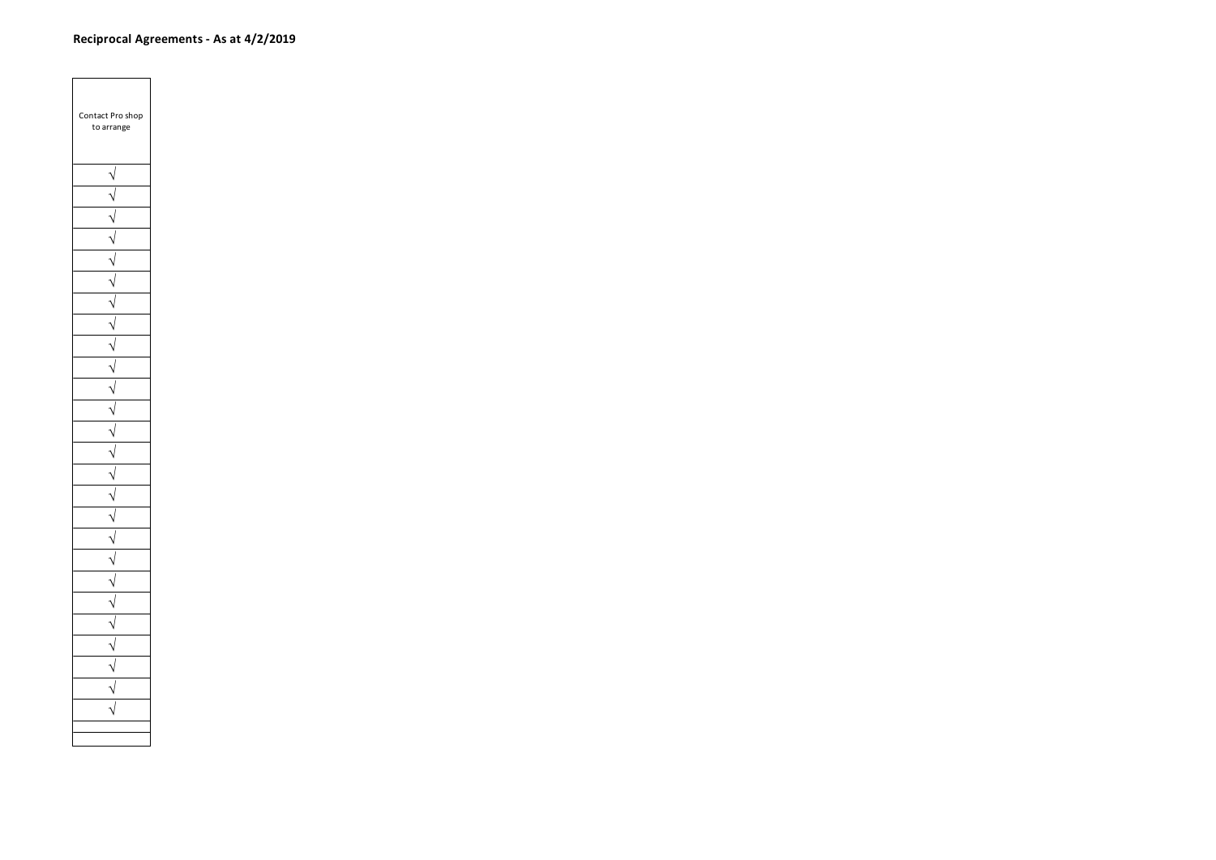**Reciprocal Agreements - As at 4/2/2019**

| Contact Pro shop to arrange |
|---|
| √ |
| √ |
| √ |
| √ |
| √ |
| √ |
| √ |
| √ |
| √ |
| √ |
| √ |
| √ |
| √ |
| √ |
| √ |
| √ |
| √ |
| √ |
| √ |
| √ |
| √ |
| √ |
| √ |
| √ |
| √ |
| √ |
| |
| |